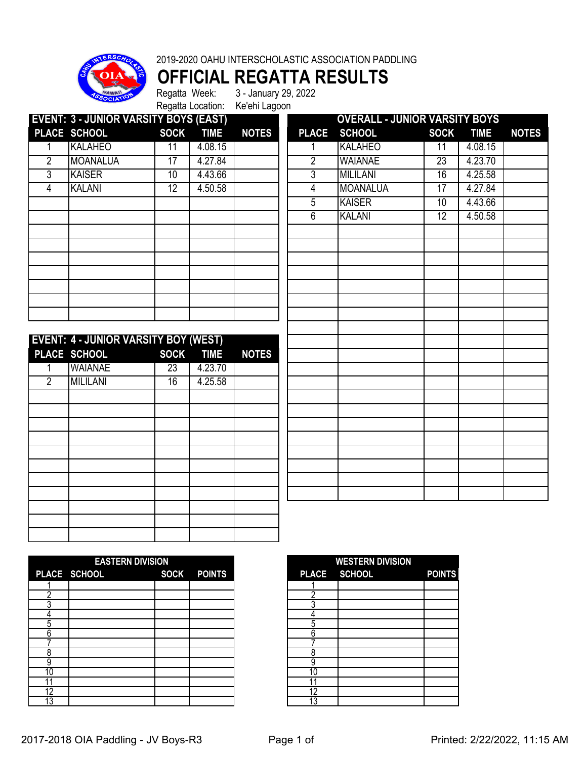2019-2020 OAHU INTERSCHOLASTIC ASSOCIATION PADDLING

# OFFICIAL REGATTA RESULTS

Regatta Week: 3 - January 29, 2022

Regatta Location: Ke'ehi Lagoon

**EVENT: 3 - JUNIOR VARSITY BOYS (EAST)**

| PLACE | SCHOOL | SOCK | TIME | NOTES |
|---|---|---|---|---|
| 1 | KALAHEO | 11 | 4.08.15 | |
| 2 | MOANALUA | 17 | 4.27.84 | |
| 3 | KAISER | 10 | 4.43.66 | |
| 4 | KALANI | 12 | 4.50.58 | |

**EVENT: 4 - JUNIOR VARSITY BOY (WEST)**

| PLACE | SCHOOL | SOCK | TIME | NOTES |
|---|---|---|---|---|
| 1 | WAIANAE | 23 | 4.23.70 | |
| 2 | MILILANI | 16 | 4.25.58 | |

**OVERALL - JUNIOR VARSITY BOYS**

| PLACE | SCHOOL | SOCK | TIME | NOTES |
|---|---|---|---|---|
| 1 | KALAHEO | 11 | 4.08.15 | |
| 2 | WAIANAE | 23 | 4.23.70 | |
| 3 | MILILANI | 16 | 4.25.58 | |
| 4 | MOANALUA | 17 | 4.27.84 | |
| 5 | KAISER | 10 | 4.43.66 | |
| 6 | KALANI | 12 | 4.50.58 | |

**EASTERN DIVISION**

| PLACE | SCHOOL | SOCK | POINTS |
|---|---|---|---|
| 1 | | | |
| 2 | | | |
| 3 | | | |
| 4 | | | |
| 5 | | | |
| 6 | | | |
| 7 | | | |
| 8 | | | |
| 9 | | | |
| 10 | | | |
| 11 | | | |
| 12 | | | |
| 13 | | | |

**WESTERN DIVISION**

| PLACE | SCHOOL | POINTS |
|---|---|---|
| 1 | | |
| 2 | | |
| 3 | | |
| 4 | | |
| 5 | | |
| 6 | | |
| 7 | | |
| 8 | | |
| 9 | | |
| 10 | | |
| 11 | | |
| 12 | | |
| 13 | | |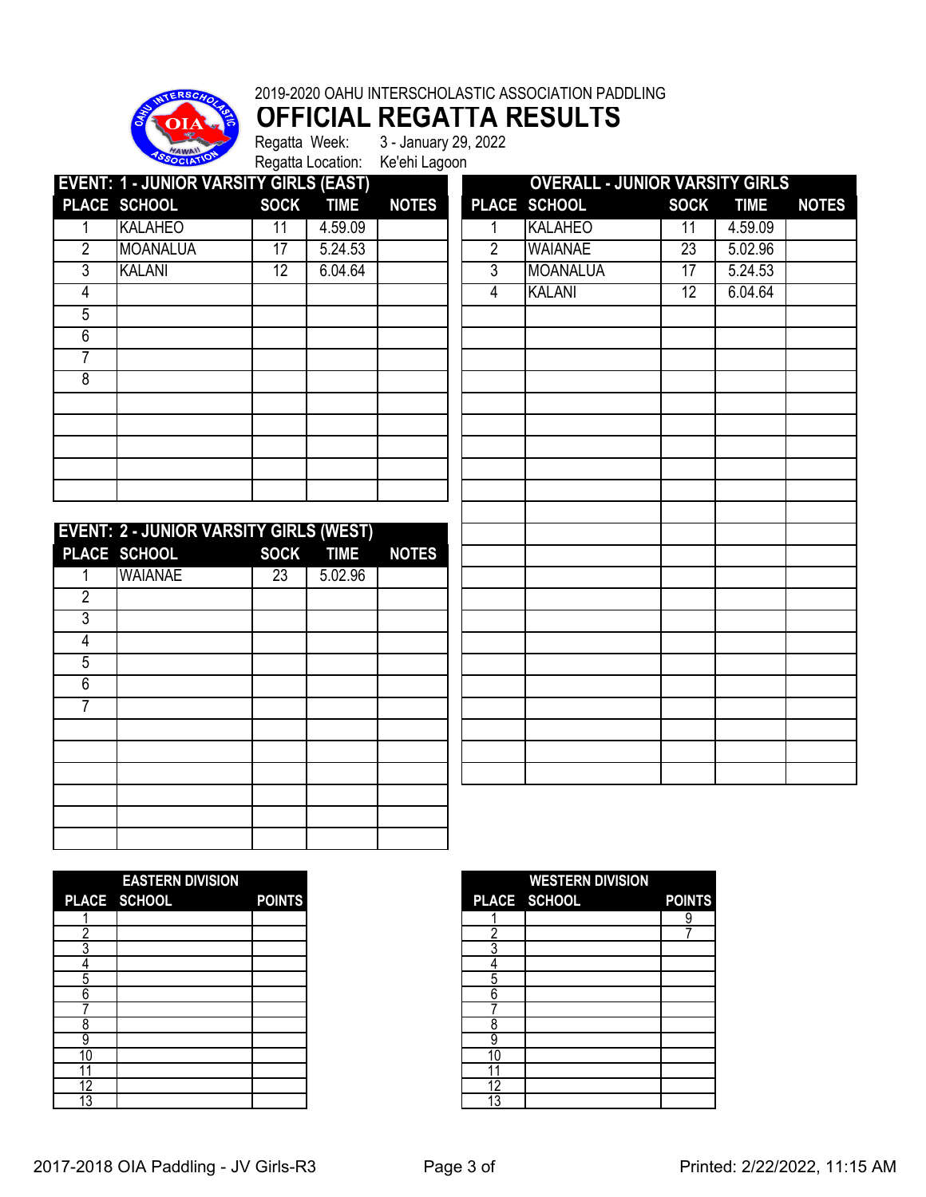2019-2020 OAHU INTERSCHOLASTIC ASSOCIATION PADDLING

# OFFICIAL REGATTA RESULTS

Regatta Week: 3 - January 29, 2022

Regatta Location: Ke'ehi Lagoon

## EVENT: 1 - JUNIOR VARSITY GIRLS (EAST)

| PLACE | SCHOOL | SOCK | TIME | NOTES |
|---|---|---|---|---|
| 1 | KALAHEO | 11 | 4.59.09 | |
| 2 | MOANALUA | 17 | 5.24.53 | |
| 3 | KALANI | 12 | 6.04.64 | |
| 4 | | | | |
| 5 | | | | |
| 6 | | | | |
| 7 | | | | |
| 8 | | | | |

## EVENT: 2 - JUNIOR VARSITY GIRLS (WEST)

| PLACE | SCHOOL | SOCK | TIME | NOTES |
|---|---|---|---|---|
| 1 | WAIANAE | 23 | 5.02.96 | |
| 2 | | | | |
| 3 | | | | |
| 4 | | | | |
| 5 | | | | |
| 6 | | | | |
| 7 | | | | |

## OVERALL - JUNIOR VARSITY GIRLS

| PLACE | SCHOOL | SOCK | TIME | NOTES |
|---|---|---|---|---|
| 1 | KALAHEO | 11 | 4.59.09 | |
| 2 | WAIANAE | 23 | 5.02.96 | |
| 3 | MOANALUA | 17 | 5.24.53 | |
| 4 | KALANI | 12 | 6.04.64 | |

## EASTERN DIVISION

| PLACE | SCHOOL | POINTS |
|---|---|---|
| 1 | | |
| 2 | | |
| 3 | | |
| 4 | | |
| 5 | | |
| 6 | | |
| 7 | | |
| 8 | | |
| 9 | | |
| 10 | | |
| 11 | | |
| 12 | | |
| 13 | | |

## WESTERN DIVISION

| PLACE | SCHOOL | POINTS |
|---|---|---|
| 1 | | 9 |
| 2 | | 7 |
| 3 | | |
| 4 | | |
| 5 | | |
| 6 | | |
| 7 | | |
| 8 | | |
| 9 | | |
| 10 | | |
| 11 | | |
| 12 | | |
| 13 | | |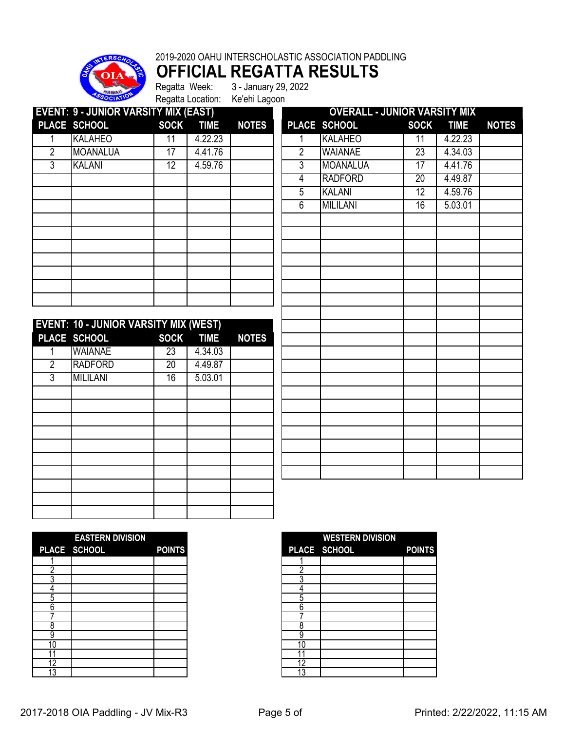2019-2020 OAHU INTERSCHOLASTIC ASSOCIATION PADDLING

# OFFICIAL REGATTA RESULTS

Regatta Week: 3 - January 29, 2022

Regatta Location: Ke'ehi Lagoon

## EVENT: 9 - JUNIOR VARSITY MIX (EAST)

| PLACE | SCHOOL | SOCK | TIME | NOTES |
|---|---|---|---|---|
| 1 | KALAHEO | 11 | 4.22.23 | |
| 2 | MOANALUA | 17 | 4.41.76 | |
| 3 | KALANI | 12 | 4.59.76 | |

## EVENT: 10 - JUNIOR VARSITY MIX (WEST)

| PLACE | SCHOOL | SOCK | TIME | NOTES |
|---|---|---|---|---|
| 1 | WAIANAE | 23 | 4.34.03 | |
| 2 | RADFORD | 20 | 4.49.87 | |
| 3 | MILILANI | 16 | 5.03.01 | |

## OVERALL - JUNIOR VARSITY MIX

| PLACE | SCHOOL | SOCK | TIME | NOTES |
|---|---|---|---|---|
| 1 | KALAHEO | 11 | 4.22.23 | |
| 2 | WAIANAE | 23 | 4.34.03 | |
| 3 | MOANALUA | 17 | 4.41.76 | |
| 4 | RADFORD | 20 | 4.49.87 | |
| 5 | KALANI | 12 | 4.59.76 | |
| 6 | MILILANI | 16 | 5.03.01 | |

## EASTERN DIVISION

| PLACE | SCHOOL | POINTS |
|---|---|---|
| 1 | | |
| 2 | | |
| 3 | | |
| 4 | | |
| 5 | | |
| 6 | | |
| 7 | | |
| 8 | | |
| 9 | | |
| 10 | | |
| 11 | | |
| 12 | | |
| 13 | | |

## WESTERN DIVISION

| PLACE | SCHOOL | POINTS |
|---|---|---|
| 1 | | |
| 2 | | |
| 3 | | |
| 4 | | |
| 5 | | |
| 6 | | |
| 7 | | |
| 8 | | |
| 9 | | |
| 10 | | |
| 11 | | |
| 12 | | |
| 13 | | |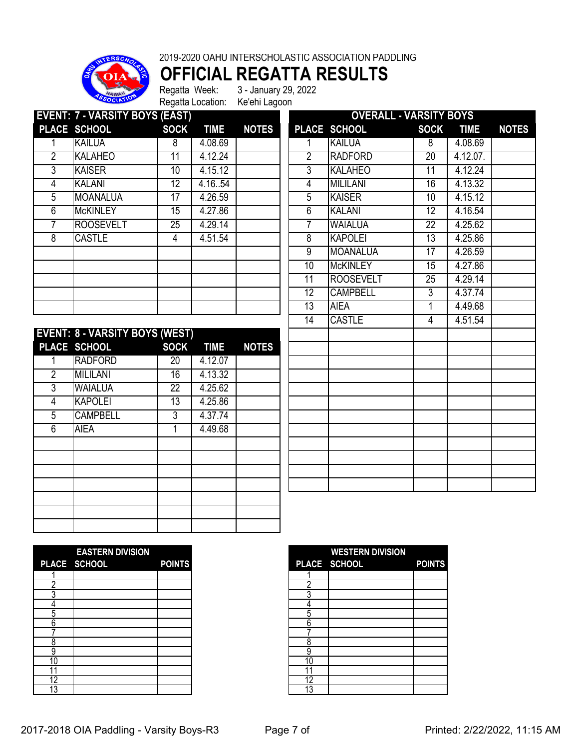2019-2020 OAHU INTERSCHOLASTIC ASSOCIATION PADDLING

# OFFICIAL REGATTA RESULTS

Regatta Week: 3 - January 29, 2022

Regatta Location: Ke'ehi Lagoon

## EVENT: 7 - VARSITY BOYS (EAST)

| PLACE | SCHOOL | SOCK | TIME | NOTES |
|---|---|---|---|---|
| 1 | KAILUA | 8 | 4.08.69 | |
| 2 | KALAHEO | 11 | 4.12.24 | |
| 3 | KAISER | 10 | 4.15.12 | |
| 4 | KALANI | 12 | 4.16..54 | |
| 5 | MOANALUA | 17 | 4.26.59 | |
| 6 | McKINLEY | 15 | 4.27.86 | |
| 7 | ROOSEVELT | 25 | 4.29.14 | |
| 8 | CASTLE | 4 | 4.51.54 | |

## EVENT: 8 - VARSITY BOYS (WEST)

| PLACE | SCHOOL | SOCK | TIME | NOTES |
|---|---|---|---|---|
| 1 | RADFORD | 20 | 4.12.07 | |
| 2 | MILILANI | 16 | 4.13.32 | |
| 3 | WAIALUA | 22 | 4.25.62 | |
| 4 | KAPOLEI | 13 | 4.25.86 | |
| 5 | CAMPBELL | 3 | 4.37.74 | |
| 6 | AIEA | 1 | 4.49.68 | |

## OVERALL - VARSITY BOYS

| PLACE | SCHOOL | SOCK | TIME | NOTES |
|---|---|---|---|---|
| 1 | KAILUA | 8 | 4.08.69 | |
| 2 | RADFORD | 20 | 4.12.07. | |
| 3 | KALAHEO | 11 | 4.12.24 | |
| 4 | MILILANI | 16 | 4.13.32 | |
| 5 | KAISER | 10 | 4.15.12 | |
| 6 | KALANI | 12 | 4.16.54 | |
| 7 | WAIALUA | 22 | 4.25.62 | |
| 8 | KAPOLEI | 13 | 4.25.86 | |
| 9 | MOANALUA | 17 | 4.26.59 | |
| 10 | McKINLEY | 15 | 4.27.86 | |
| 11 | ROOSEVELT | 25 | 4.29.14 | |
| 12 | CAMPBELL | 3 | 4.37.74 | |
| 13 | AIEA | 1 | 4.49.68 | |
| 14 | CASTLE | 4 | 4.51.54 | |

## EASTERN DIVISION

| PLACE | SCHOOL | POINTS |
|---|---|---|
| 1 | | |
| 2 | | |
| 3 | | |
| 4 | | |
| 5 | | |
| 6 | | |
| 7 | | |
| 8 | | |
| 9 | | |
| 10 | | |
| 11 | | |
| 12 | | |
| 13 | | |

## WESTERN DIVISION

| PLACE | SCHOOL | POINTS |
|---|---|---|
| 1 | | |
| 2 | | |
| 3 | | |
| 4 | | |
| 5 | | |
| 6 | | |
| 7 | | |
| 8 | | |
| 9 | | |
| 10 | | |
| 11 | | |
| 12 | | |
| 13 | | |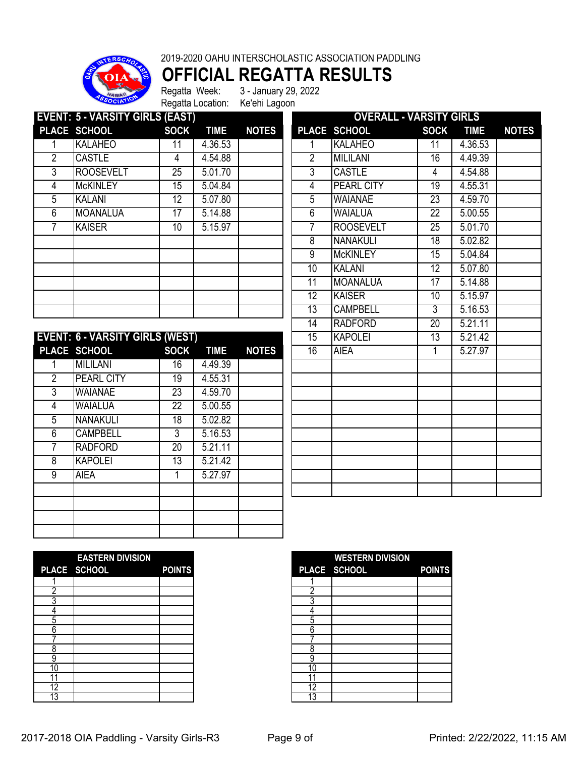2019-2020 OAHU INTERSCHOLASTIC ASSOCIATION PADDLING

# OFFICIAL REGATTA RESULTS

Regatta Week: 3 - January 29, 2022

Regatta Location: Ke'ehi Lagoon

## EVENT: 5 - VARSITY GIRLS (EAST)

| PLACE | SCHOOL | SOCK | TIME | NOTES |
|---|---|---|---|---|
| 1 | KALAHEO | 11 | 4.36.53 | |
| 2 | CASTLE | 4 | 4.54.88 | |
| 3 | ROOSEVELT | 25 | 5.01.70 | |
| 4 | McKINLEY | 15 | 5.04.84 | |
| 5 | KALANI | 12 | 5.07.80 | |
| 6 | MOANALUA | 17 | 5.14.88 | |
| 7 | KAISER | 10 | 5.15.97 | |

## EVENT: 6 - VARSITY GIRLS (WEST)

| PLACE | SCHOOL | SOCK | TIME | NOTES |
|---|---|---|---|---|
| 1 | MILILANI | 16 | 4.49.39 | |
| 2 | PEARL CITY | 19 | 4.55.31 | |
| 3 | WAIANAE | 23 | 4.59.70 | |
| 4 | WAIALUA | 22 | 5.00.55 | |
| 5 | NANAKULI | 18 | 5.02.82 | |
| 6 | CAMPBELL | 3 | 5.16.53 | |
| 7 | RADFORD | 20 | 5.21.11 | |
| 8 | KAPOLEI | 13 | 5.21.42 | |
| 9 | AIEA | 1 | 5.27.97 | |

## OVERALL - VARSITY GIRLS

| PLACE | SCHOOL | SOCK | TIME | NOTES |
|---|---|---|---|---|
| 1 | KALAHEO | 11 | 4.36.53 | |
| 2 | MILILANI | 16 | 4.49.39 | |
| 3 | CASTLE | 4 | 4.54.88 | |
| 4 | PEARL CITY | 19 | 4.55.31 | |
| 5 | WAIANAE | 23 | 4.59.70 | |
| 6 | WAIALUA | 22 | 5.00.55 | |
| 7 | ROOSEVELT | 25 | 5.01.70 | |
| 8 | NANAKULI | 18 | 5.02.82 | |
| 9 | McKINLEY | 15 | 5.04.84 | |
| 10 | KALANI | 12 | 5.07.80 | |
| 11 | MOANALUA | 17 | 5.14.88 | |
| 12 | KAISER | 10 | 5.15.97 | |
| 13 | CAMPBELL | 3 | 5.16.53 | |
| 14 | RADFORD | 20 | 5.21.11 | |
| 15 | KAPOLEI | 13 | 5.21.42 | |
| 16 | AIEA | 1 | 5.27.97 | |

## EASTERN DIVISION

| PLACE | SCHOOL | POINTS |
|---|---|---|
| 1 | | |
| 2 | | |
| 3 | | |
| 4 | | |
| 5 | | |
| 6 | | |
| 7 | | |
| 8 | | |
| 9 | | |
| 10 | | |
| 11 | | |
| 12 | | |
| 13 | | |

## WESTERN DIVISION

| PLACE | SCHOOL | POINTS |
|---|---|---|
| 1 | | |
| 2 | | |
| 3 | | |
| 4 | | |
| 5 | | |
| 6 | | |
| 7 | | |
| 8 | | |
| 9 | | |
| 10 | | |
| 11 | | |
| 12 | | |
| 13 | | |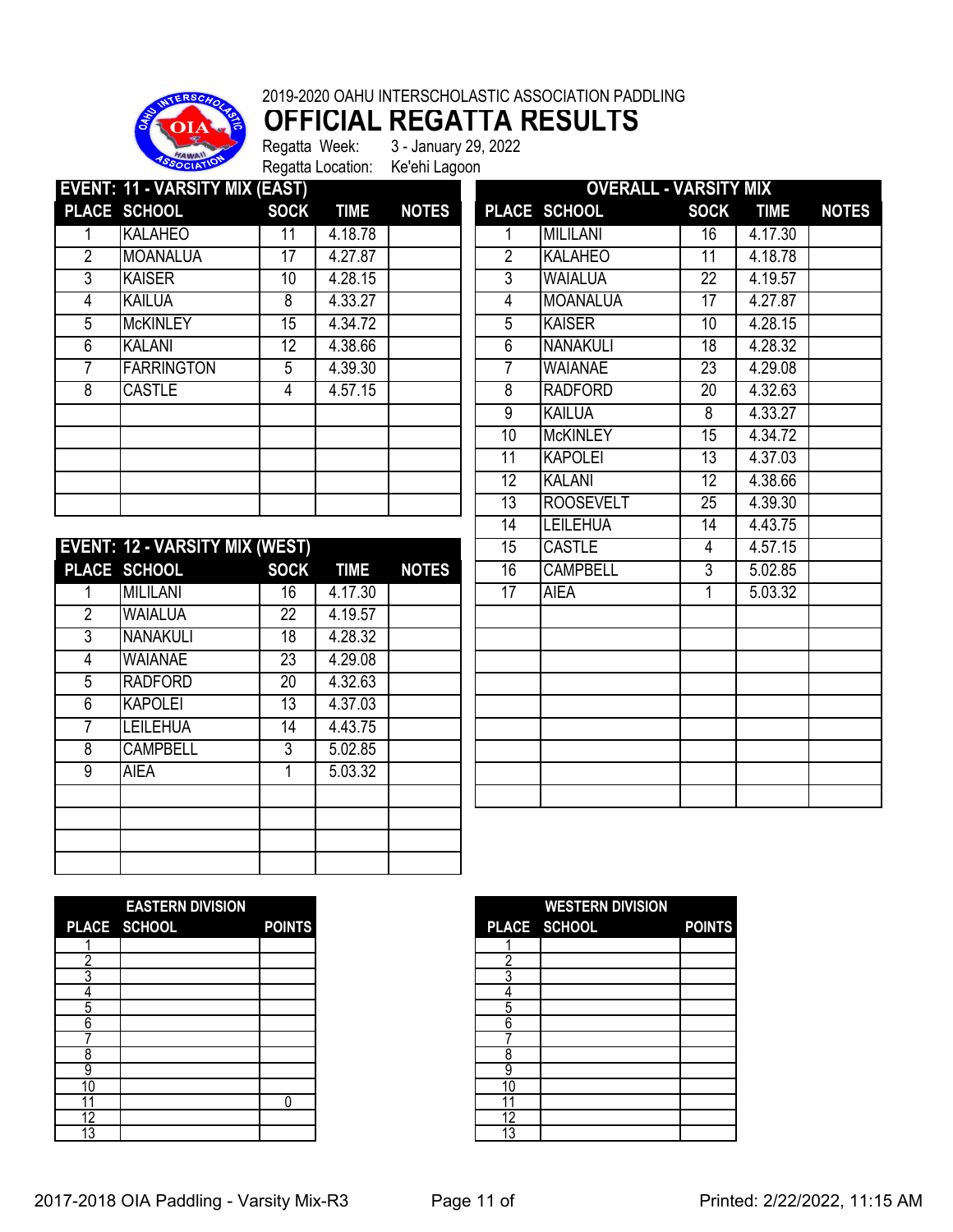2019-2020 OAHU INTERSCHOLASTIC ASSOCIATION PADDLING

# OFFICIAL REGATTA RESULTS

Regatta Week: 3 - January 29, 2022

Regatta Location: Ke'ehi Lagoon

## EVENT: 11 - VARSITY MIX (EAST)

| PLACE | SCHOOL | SOCK | TIME | NOTES |
|---|---|---|---|---|
| 1 | KALAHEO | 11 | 4.18.78 | |
| 2 | MOANALUA | 17 | 4.27.87 | |
| 3 | KAISER | 10 | 4.28.15 | |
| 4 | KAILUA | 8 | 4.33.27 | |
| 5 | McKINLEY | 15 | 4.34.72 | |
| 6 | KALANI | 12 | 4.38.66 | |
| 7 | FARRINGTON | 5 | 4.39.30 | |
| 8 | CASTLE | 4 | 4.57.15 | |

## EVENT: 12 - VARSITY MIX (WEST)

| PLACE | SCHOOL | SOCK | TIME | NOTES |
|---|---|---|---|---|
| 1 | MILILANI | 16 | 4.17.30 | |
| 2 | WAIALUA | 22 | 4.19.57 | |
| 3 | NANAKULI | 18 | 4.28.32 | |
| 4 | WAIANAE | 23 | 4.29.08 | |
| 5 | RADFORD | 20 | 4.32.63 | |
| 6 | KAPOLEI | 13 | 4.37.03 | |
| 7 | LEILEHUA | 14 | 4.43.75 | |
| 8 | CAMPBELL | 3 | 5.02.85 | |
| 9 | AIEA | 1 | 5.03.32 | |

## OVERALL - VARSITY MIX

| PLACE | SCHOOL | SOCK | TIME | NOTES |
|---|---|---|---|---|
| 1 | MILILANI | 16 | 4.17.30 | |
| 2 | KALAHEO | 11 | 4.18.78 | |
| 3 | WAIALUA | 22 | 4.19.57 | |
| 4 | MOANALUA | 17 | 4.27.87 | |
| 5 | KAISER | 10 | 4.28.15 | |
| 6 | NANAKULI | 18 | 4.28.32 | |
| 7 | WAIANAE | 23 | 4.29.08 | |
| 8 | RADFORD | 20 | 4.32.63 | |
| 9 | KAILUA | 8 | 4.33.27 | |
| 10 | McKINLEY | 15 | 4.34.72 | |
| 11 | KAPOLEI | 13 | 4.37.03 | |
| 12 | KALANI | 12 | 4.38.66 | |
| 13 | ROOSEVELT | 25 | 4.39.30 | |
| 14 | LEILEHUA | 14 | 4.43.75 | |
| 15 | CASTLE | 4 | 4.57.15 | |
| 16 | CAMPBELL | 3 | 5.02.85 | |
| 17 | AIEA | 1 | 5.03.32 | |

## EASTERN DIVISION

| PLACE | SCHOOL | POINTS |
|---|---|---|
| 1 | | |
| 2 | | |
| 3 | | |
| 4 | | |
| 5 | | |
| 6 | | |
| 7 | | |
| 8 | | |
| 9 | | |
| 10 | | |
| 11 | | 0 |
| 12 | | |
| 13 | | |

## WESTERN DIVISION

| PLACE | SCHOOL | POINTS |
|---|---|---|
| 1 | | |
| 2 | | |
| 3 | | |
| 4 | | |
| 5 | | |
| 6 | | |
| 7 | | |
| 8 | | |
| 9 | | |
| 10 | | |
| 11 | | |
| 12 | | |
| 13 | | |